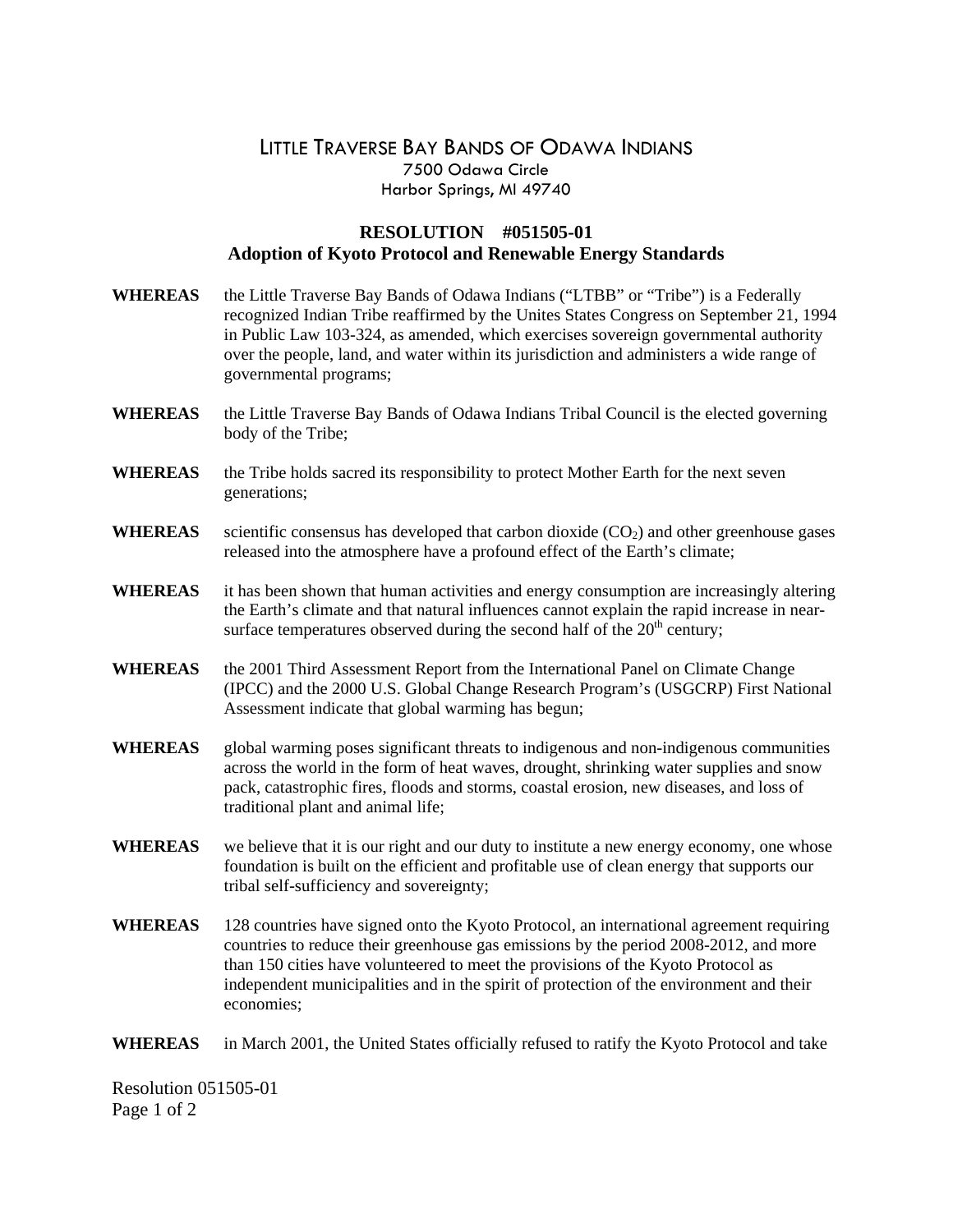# LITTLE TRAVERSE BAY BANDS OF ODAWA INDIANS

7500 Odawa Circle
Harbor Springs, MI 49740

## RESOLUTION #051505-01
## Adoption of Kyoto Protocol and Renewable Energy Standards

**WHEREAS** the Little Traverse Bay Bands of Odawa Indians ("LTBB" or "Tribe") is a Federally recognized Indian Tribe reaffirmed by the Unites States Congress on September 21, 1994 in Public Law 103-324, as amended, which exercises sovereign governmental authority over the people, land, and water within its jurisdiction and administers a wide range of governmental programs;

**WHEREAS** the Little Traverse Bay Bands of Odawa Indians Tribal Council is the elected governing body of the Tribe;

**WHEREAS** the Tribe holds sacred its responsibility to protect Mother Earth for the next seven generations;

**WHEREAS** scientific consensus has developed that carbon dioxide ($CO_2$) and other greenhouse gases released into the atmosphere have a profound effect of the Earth's climate;

**WHEREAS** it has been shown that human activities and energy consumption are increasingly altering the Earth's climate and that natural influences cannot explain the rapid increase in near-surface temperatures observed during the second half of the 20th century;

**WHEREAS** the 2001 Third Assessment Report from the International Panel on Climate Change (IPCC) and the 2000 U.S. Global Change Research Program's (USGCRP) First National Assessment indicate that global warming has begun;

**WHEREAS** global warming poses significant threats to indigenous and non-indigenous communities across the world in the form of heat waves, drought, shrinking water supplies and snow pack, catastrophic fires, floods and storms, coastal erosion, new diseases, and loss of traditional plant and animal life;

**WHEREAS** we believe that it is our right and our duty to institute a new energy economy, one whose foundation is built on the efficient and profitable use of clean energy that supports our tribal self-sufficiency and sovereignty;

**WHEREAS** 128 countries have signed onto the Kyoto Protocol, an international agreement requiring countries to reduce their greenhouse gas emissions by the period 2008-2012, and more than 150 cities have volunteered to meet the provisions of the Kyoto Protocol as independent municipalities and in the spirit of protection of the environment and their economies;

**WHEREAS** in March 2001, the United States officially refused to ratify the Kyoto Protocol and take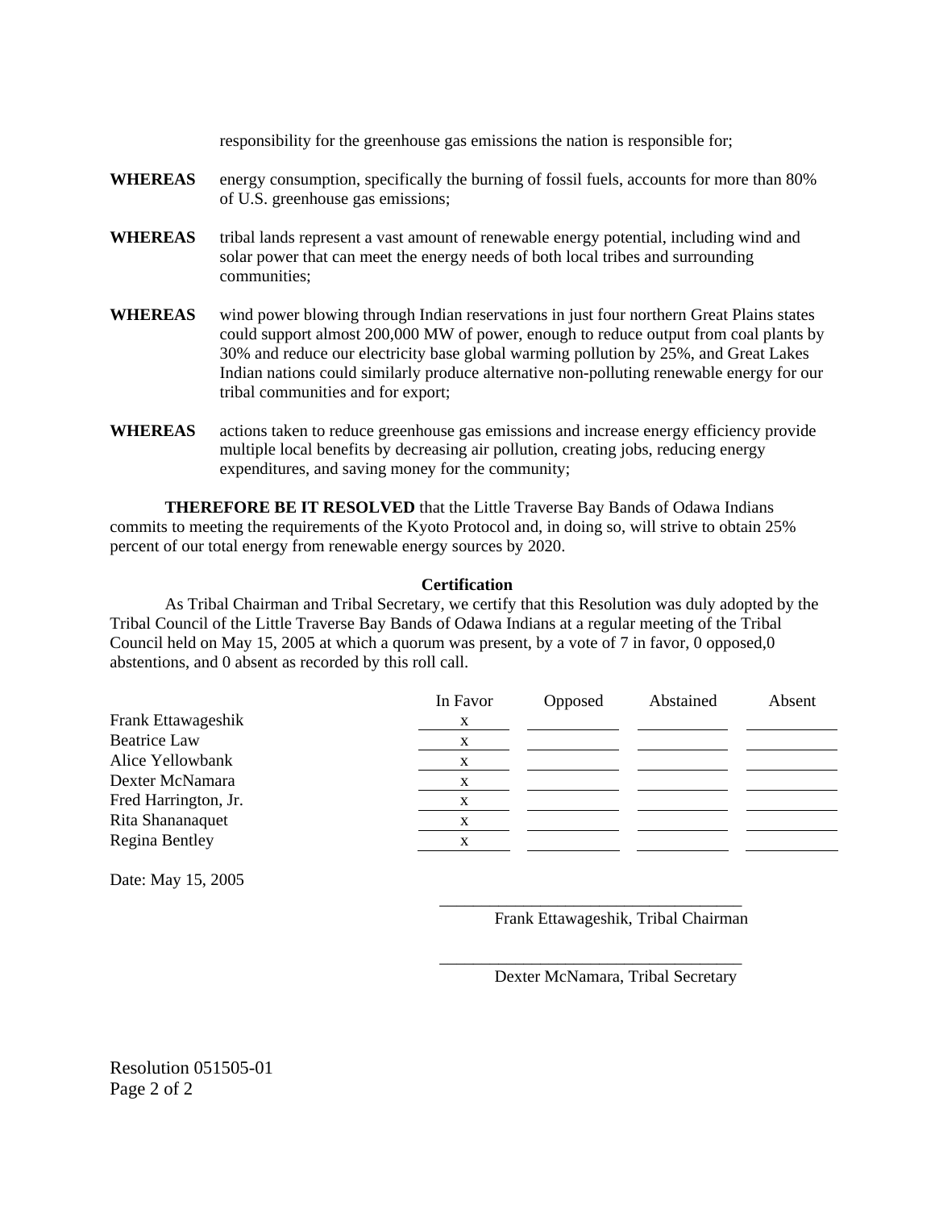responsibility for the greenhouse gas emissions the nation is responsible for;

**WHEREAS** energy consumption, specifically the burning of fossil fuels, accounts for more than 80% of U.S. greenhouse gas emissions;

**WHEREAS** tribal lands represent a vast amount of renewable energy potential, including wind and solar power that can meet the energy needs of both local tribes and surrounding communities;

**WHEREAS** wind power blowing through Indian reservations in just four northern Great Plains states could support almost 200,000 MW of power, enough to reduce output from coal plants by 30% and reduce our electricity base global warming pollution by 25%, and Great Lakes Indian nations could similarly produce alternative non-polluting renewable energy for our tribal communities and for export;

**WHEREAS** actions taken to reduce greenhouse gas emissions and increase energy efficiency provide multiple local benefits by decreasing air pollution, creating jobs, reducing energy expenditures, and saving money for the community;

**THEREFORE BE IT RESOLVED** that the Little Traverse Bay Bands of Odawa Indians commits to meeting the requirements of the Kyoto Protocol and, in doing so, will strive to obtain 25% percent of our total energy from renewable energy sources by 2020.

**Certification**

As Tribal Chairman and Tribal Secretary, we certify that this Resolution was duly adopted by the Tribal Council of the Little Traverse Bay Bands of Odawa Indians at a regular meeting of the Tribal Council held on May 15, 2005 at which a quorum was present, by a vote of 7 in favor, 0 opposed,0 abstentions, and 0 absent as recorded by this roll call.

| | In Favor | Opposed | Abstained | Absent |
|---|---|---|---|---|
| Frank Ettawageshik | x | | | |
| Beatrice Law | x | | | |
| Alice Yellowbank | x | | | |
| Dexter McNamara | x | | | |
| Fred Harrington, Jr. | x | | | |
| Rita Shananaquet | x | | | |
| Regina Bentley | x | | | |

Date: May 15, 2005

\_\_\_\_\_\_\_\_\_\_\_\_\_\_\_\_\_\_\_\_\_\_\_\_\_\_\_\_\_\_\_\_\_\_\_\_
Frank Ettawageshik, Tribal Chairman

\_\_\_\_\_\_\_\_\_\_\_\_\_\_\_\_\_\_\_\_\_\_\_\_\_\_\_\_\_\_\_\_\_\_\_\_
Dexter McNamara, Tribal Secretary

Resolution 051505-01